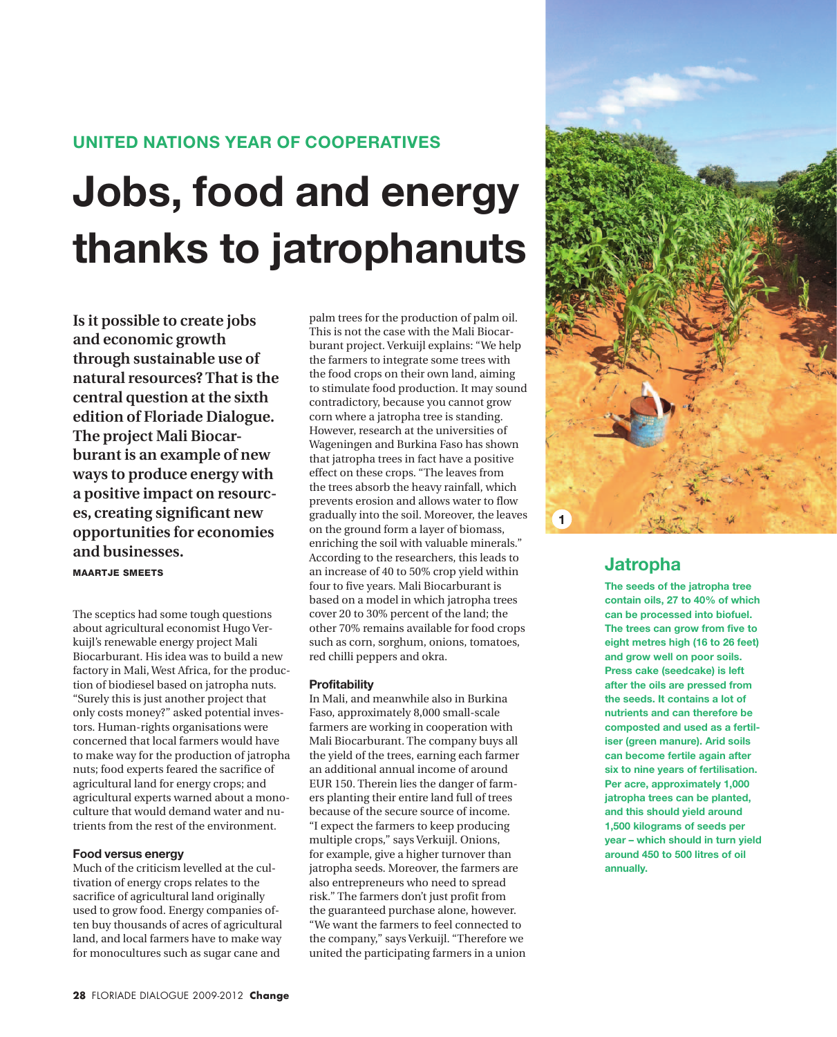UNITED NATIONS YEAR OF COOPERATIVES

# Jobs, food and energy thanks to jatrophanuts

**Is it possible to create jobs and economic growth through sustainable use of natural resources? That is the central question at the sixth edition of Floriade Dialogue. The project Mali Biocarburant is an example of new ways to produce energy with a positive impact on resources, creating significant new opportunities for economies and businesses.**

MAARTJE SMEETS

The sceptics had some tough questions about agricultural economist Hugo Verkuijl's renewable energy project Mali Biocarburant. His idea was to build a new factory in Mali, West Africa, for the production of biodiesel based on jatropha nuts. "Surely this is just another project that only costs money?" asked potential investors. Human-rights organisations were concerned that local farmers would have to make way for the production of jatropha nuts; food experts feared the sacrifice of agricultural land for energy crops; and agricultural experts warned about a monoculture that would demand water and nutrients from the rest of the environment.

### Food versus energy

Much of the criticism levelled at the cultivation of energy crops relates to the sacrifice of agricultural land originally used to grow food. Energy companies often buy thousands of acres of agricultural land, and local farmers have to make way for monocultures such as sugar cane and palm trees for the production of palm oil. This is not the case with the Mali Biocarburant project. Verkuijl explains: "We help the farmers to integrate some trees with the food crops on their own land, aiming to stimulate food production. It may sound contradictory, because you cannot grow corn where a jatropha tree is standing. However, research at the universities of Wageningen and Burkina Faso has shown that jatropha trees in fact have a positive effect on these crops. "The leaves from the trees absorb the heavy rainfall, which prevents erosion and allows water to flow gradually into the soil. Moreover, the leaves on the ground form a layer of biomass, enriching the soil with valuable minerals." According to the researchers, this leads to an increase of 40 to 50% crop yield within four to five years. Mali Biocarburant is based on a model in which jatropha trees cover 20 to 30% percent of the land; the other 70% remains available for food crops such as corn, sorghum, onions, tomatoes, red chilli peppers and okra.

### Profitability

In Mali, and meanwhile also in Burkina Faso, approximately 8,000 small-scale farmers are working in cooperation with Mali Biocarburant. The company buys all the yield of the trees, earning each farmer an additional annual income of around EUR 150. Therein lies the danger of farmers planting their entire land full of trees because of the secure source of income. "I expect the farmers to keep producing multiple crops," says Verkuijl. Onions, for example, give a higher turnover than jatropha seeds. Moreover, the farmers are also entrepreneurs who need to spread risk." The farmers don't just profit from the guaranteed purchase alone, however. "We want the farmers to feel connected to the company," says Verkuijl. "Therefore we united the participating farmers in a union

1

## Jatropha

**The seeds of the jatropha tree contain oils, 27 to 40% of which can be processed into biofuel. The trees can grow from five to eight metres high (16 to 26 feet) and grow well on poor soils. Press cake (seedcake) is left after the oils are pressed from the seeds. It contains a lot of nutrients and can therefore be composted and used as a fertiliser (green manure). Arid soils can become fertile again after six to nine years of fertilisation. Per acre, approximately 1,000 jatropha trees can be planted, and this should yield around 1,500 kilograms of seeds per year – which should in turn yield around 450 to 500 litres of oil annually.**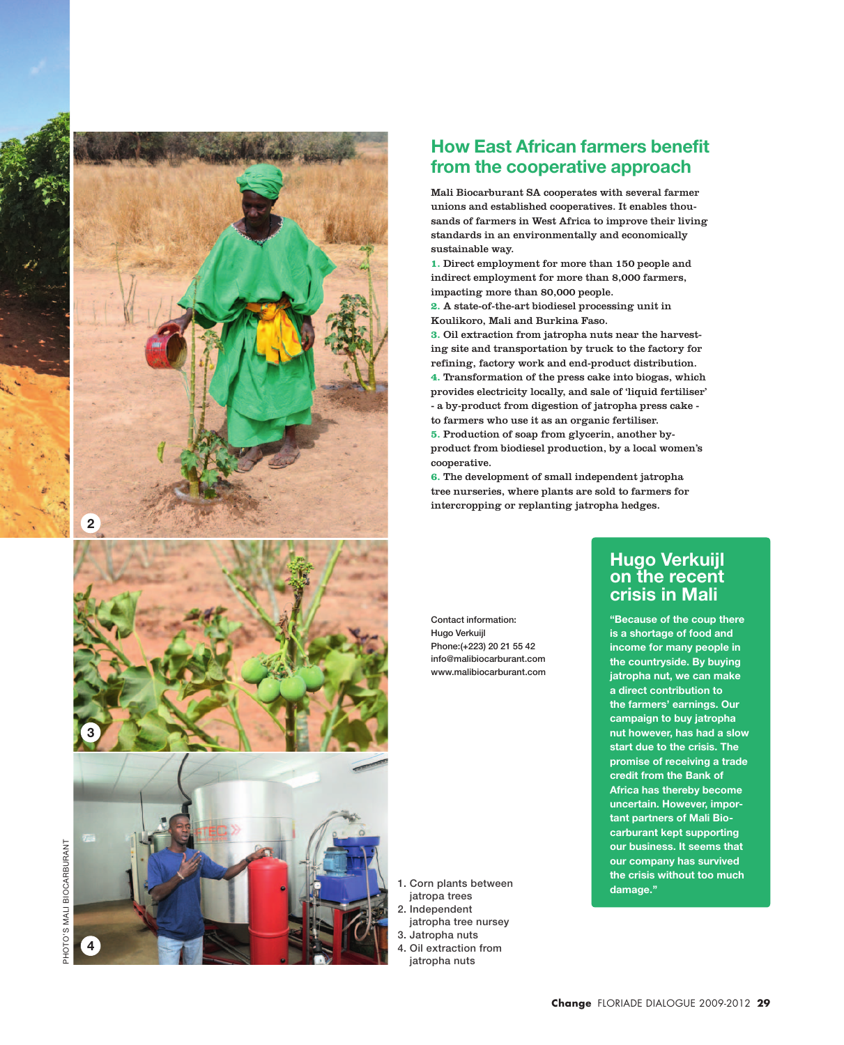## How East African farmers benefit from the cooperative approach

Mali Biocarburant SA cooperates with several farmer unions and established cooperatives. It enables thousands of farmers in West Africa to improve their living standards in an environmentally and economically sustainable way.

1. Direct employment for more than 150 people and indirect employment for more than 8,000 farmers, impacting more than 80,000 people.
2. A state-of-the-art biodiesel processing unit in Koulikoro, Mali and Burkina Faso.
3. Oil extraction from jatropha nuts near the harvesting site and transportation by truck to the factory for refining, factory work and end-product distribution.
4. Transformation of the press cake into biogas, which provides electricity locally, and sale of 'liquid fertiliser' - a by-product from digestion of jatropha press cake - to farmers who use it as an organic fertiliser.
5. Production of soap from glycerin, another by-product from biodiesel production, by a local women's cooperative.
6. The development of small independent jatropha tree nurseries, where plants are sold to farmers for intercropping or replanting jatropha hedges.

Contact information:
Hugo Verkuijl
Phone:(+223) 20 21 55 42
info@malibiocarburant.com
www.malibiocarburant.com

### Hugo Verkuijl on the recent crisis in Mali

**"Because of the coup there is a shortage of food and income for many people in the countryside. By buying jatropha nut, we can make a direct contribution to the farmers' earnings. Our campaign to buy jatropha nut however, has had a slow start due to the crisis. The promise of receiving a trade credit from the Bank of Africa has thereby become uncertain. However, important partners of Mali Biocarburant kept supporting our business. It seems that our company has survived the crisis without too much damage."**

1. Corn plants between jatropa trees
2. Independent jatropha tree nursey
3. Jatropha nuts
4. Oil extraction from jatropha nuts

PHOTO'S MALI BIOCARBURANT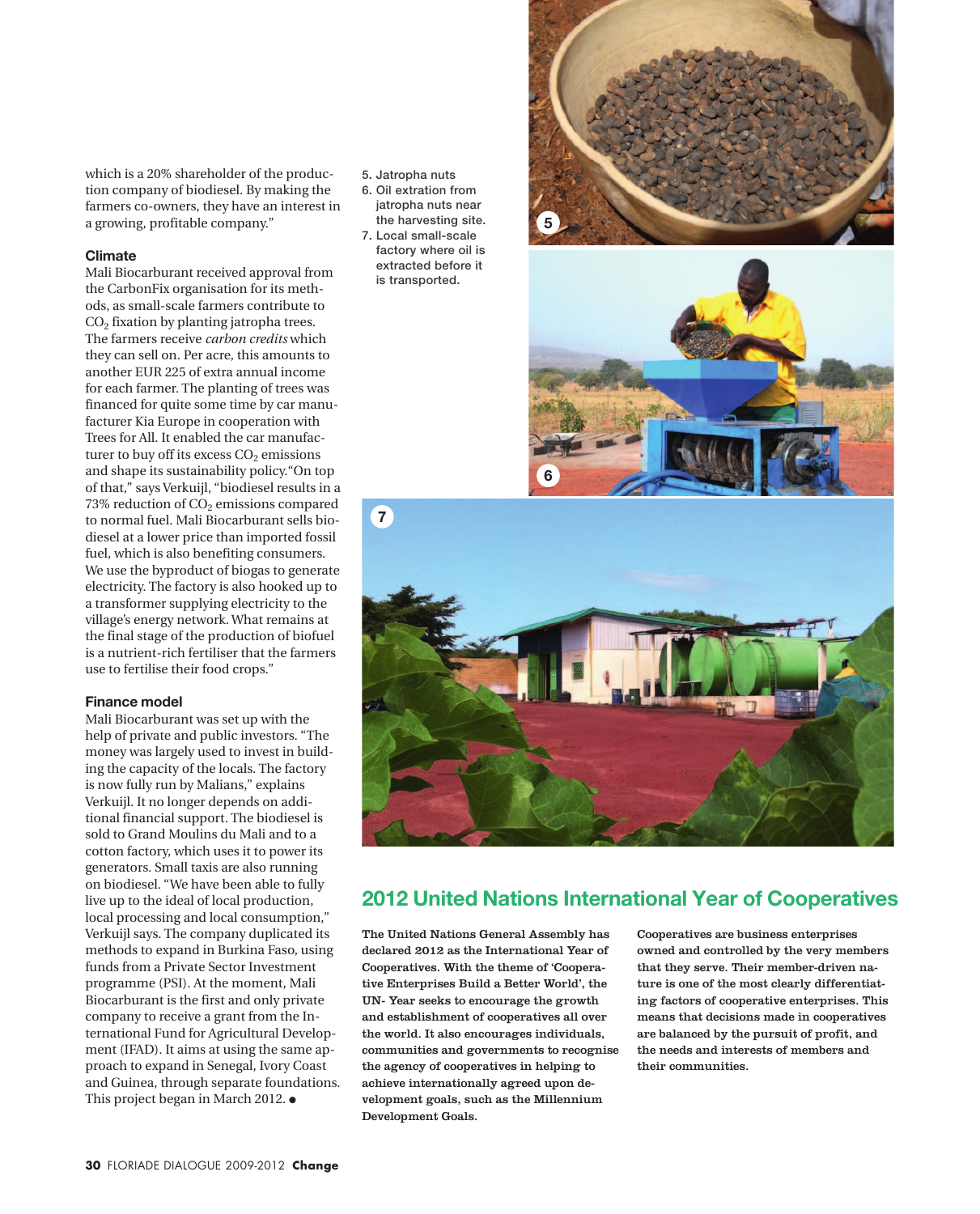which is a 20% shareholder of the production company of biodiesel. By making the farmers co-owners, they have an interest in a growing, profitable company."

### Climate

Mali Biocarburant received approval from the CarbonFix organisation for its methods, as small-scale farmers contribute to $CO_2$ fixation by planting jatropha trees. The farmers receive *carbon credits* which they can sell on. Per acre, this amounts to another EUR 225 of extra annual income for each farmer. The planting of trees was financed for quite some time by car manufacturer Kia Europe in cooperation with Trees for All. It enabled the car manufacturer to buy off its excess $CO_2$ emissions and shape its sustainability policy. "On top of that," says Verkuijl, "biodiesel results in a 73% reduction of $CO_2$ emissions compared to normal fuel. Mali Biocarburant sells biodiesel at a lower price than imported fossil fuel, which is also benefiting consumers. We use the byproduct of biogas to generate electricity. The factory is also hooked up to a transformer supplying electricity to the village's energy network. What remains at the final stage of the production of biofuel is a nutrient-rich fertiliser that the farmers use to fertilise their food crops."

### Finance model

Mali Biocarburant was set up with the help of private and public investors. "The money was largely used to invest in building the capacity of the locals. The factory is now fully run by Malians," explains Verkuijl. It no longer depends on additional financial support. The biodiesel is sold to Grand Moulins du Mali and to a cotton factory, which uses it to power its generators. Small taxis are also running on biodiesel. "We have been able to fully live up to the ideal of local production, local processing and local consumption," Verkuijl says. The company duplicated its methods to expand in Burkina Faso, using funds from a Private Sector Investment programme (PSI). At the moment, Mali Biocarburant is the first and only private company to receive a grant from the International Fund for Agricultural Development (IFAD). It aims at using the same approach to expand in Senegal, Ivory Coast and Guinea, through separate foundations. This project began in March 2012. ●

5. Jatropha nuts
6. Oil extration from jatropha nuts near the harvesting site.
7. Local small-scale factory where oil is extracted before it is transported.

## 2012 United Nations International Year of Cooperatives

**The United Nations General Assembly has declared 2012 as the International Year of Cooperatives. With the theme of 'Cooperative Enterprises Build a Better World', the UN- Year seeks to encourage the growth and establishment of cooperatives all over the world. It also encourages individuals, communities and governments to recognise the agency of cooperatives in helping to achieve internationally agreed upon development goals, such as the Millennium Development Goals.**

**Cooperatives are business enterprises owned and controlled by the very members that they serve. Their member-driven nature is one of the most clearly differentiating factors of cooperative enterprises. This means that decisions made in cooperatives are balanced by the pursuit of profit, and the needs and interests of members and their communities.**